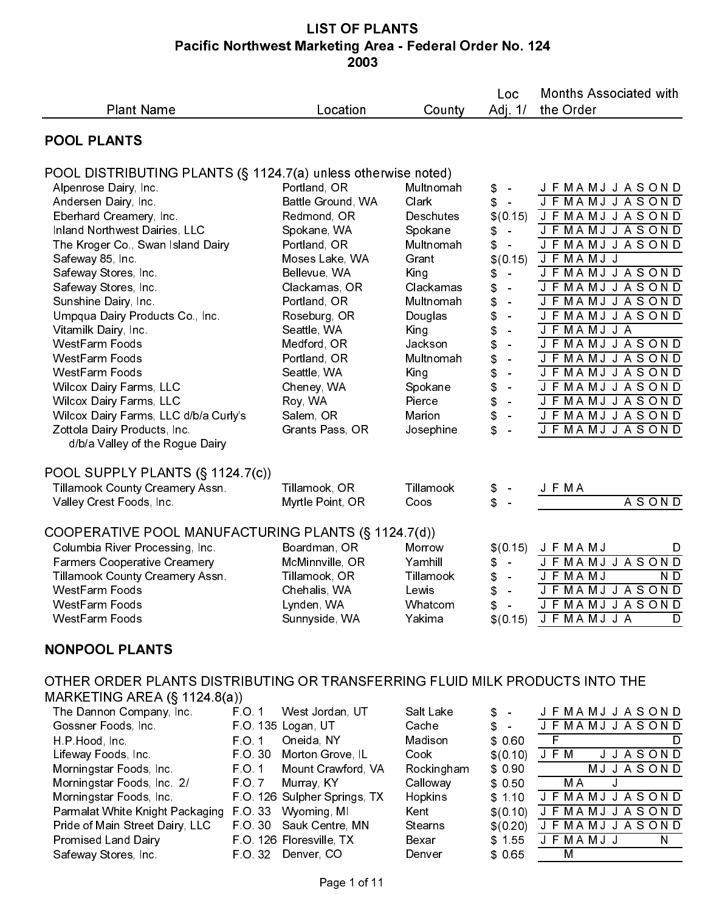# LIST OF PLANTS
## Pacific Northwest Marketing Area - Federal Order No. 124
## 2003

| Plant Name | | Location | County | Loc Adj. 1/ | Months Associated with the Order |
|---|---|---|---|---|---|
| **POOL PLANTS** | | | | | |
| POOL DISTRIBUTING PLANTS (§ 1124.7(a) unless otherwise noted) | | | | | |
| Alpenrose Dairy, Inc. | | Portland, OR | Multnomah | $ - | J F M A M J J A S O N D |
| Andersen Dairy, Inc. | | Battle Ground, WA | Clark | $ - | J F M A M J J A S O N D |
| Eberhard Creamery, Inc. | | Redmond, OR | Deschutes | $(0.15) | J F M A M J J A S O N D |
| Inland Northwest Dairies, LLC | | Spokane, WA | Spokane | $ - | J F M A M J J A S O N D |
| The Kroger Co., Swan Island Dairy | | Portland, OR | Multnomah | $ - | J F M A M J J A S O N D |
| Safeway 85, Inc. | | Moses Lake, WA | Grant | $(0.15) | J F M A M J J |
| Safeway Stores, Inc. | | Bellevue, WA | King | $ - | J F M A M J J A S O N D |
| Safeway Stores, Inc. | | Clackamas, OR | Clackamas | $ - | J F M A M J J A S O N D |
| Sunshine Dairy, Inc. | | Portland, OR | Multnomah | $ - | J F M A M J J A S O N D |
| Umpqua Dairy Products Co., Inc. | | Roseburg, OR | Douglas | $ - | J F M A M J J A S O N D |
| Vitamilk Dairy, Inc. | | Seattle, WA | King | $ - | J F M A M J J A |
| WestFarm Foods | | Medford, OR | Jackson | $ - | J F M A M J J A S O N D |
| WestFarm Foods | | Portland, OR | Multnomah | $ - | J F M A M J J A S O N D |
| WestFarm Foods | | Seattle, WA | King | $ - | J F M A M J J A S O N D |
| Wilcox Dairy Farms, LLC | | Cheney, WA | Spokane | $ - | J F M A M J J A S O N D |
| Wilcox Dairy Farms, LLC | | Roy, WA | Pierce | $ - | J F M A M J J A S O N D |
| Wilcox Dairy Farms, LLC d/b/a Curly's | | Salem, OR | Marion | $ - | J F M A M J J A S O N D |
| Zottola Dairy Products, Inc. d/b/a Valley of the Rogue Dairy | | Grants Pass, OR | Josephine | $ - | J F M A M J J A S O N D |
| POOL SUPPLY PLANTS (§ 1124.7(c)) | | | | | |
| Tillamook County Creamery Assn. | | Tillamook, OR | Tillamook | $ - | J F M A |
| Valley Crest Foods, Inc. | | Myrtle Point, OR | Coos | $ - | A S O N D |
| COOPERATIVE POOL MANUFACTURING PLANTS (§ 1124.7(d)) | | | | | |
| Columbia River Processing, Inc. | | Boardman, OR | Morrow | $(0.15) | J F M A M J D |
| Farmers Cooperative Creamery | | McMinnville, OR | Yamhill | $ - | J F M A M J J A S O N D |
| Tillamook County Creamery Assn. | | Tillamook, OR | Tillamook | $ - | J F M A M J N D |
| WestFarm Foods | | Chehalis, WA | Lewis | $ - | J F M A M J J A S O N D |
| WestFarm Foods | | Lynden, WA | Whatcom | $ - | J F M A M J J A S O N D |
| WestFarm Foods | | Sunnyside, WA | Yakima | $(0.15) | J F M A M J J A D |
| **NONPOOL PLANTS** | | | | | |
| OTHER ORDER PLANTS DISTRIBUTING OR TRANSFERRING FLUID MILK PRODUCTS INTO THE MARKETING AREA (§ 1124.8(a)) | | | | | |
| The Dannon Company, Inc. | F.O. 1 | West Jordan, UT | Salt Lake | $ - | J F M A M J J A S O N D |
| Gossner Foods, Inc. | F.O. 135 | Logan, UT | Cache | $ - | J F M A M J J A S O N D |
| H.P.Hood, Inc. | F.O. 1 | Oneida, NY | Madison | $ 0.60 | F D |
| Lifeway Foods, Inc. | F.O. 30 | Morton Grove, IL | Cook | $(0.10) | J F M J J A S O N D |
| Morningstar Foods, Inc. | F.O. 1 | Mount Crawford, VA | Rockingham | $ 0.90 | M J J A S O N D |
| Morningstar Foods, Inc. 2/ | F.O. 7 | Murray, KY | Calloway | $ 0.50 | M A J |
| Morningstar Foods, Inc. | F.O. 126 | Sulpher Springs, TX | Hopkins | $ 1.10 | J F M A M J J A S O N D |
| Parmalat White Knight Packaging | F.O. 33 | Wyoming, MI | Kent | $(0.10) | J F M A M J J A S O N D |
| Pride of Main Street Dairy, LLC | F.O. 30 | Sauk Centre, MN | Stearns | $(0.20) | J F M A M J J A S O N D |
| Promised Land Dairy | F.O. 126 | Floresville, TX | Bexar | $ 1.55 | J F M A M J J N |
| Safeway Stores, Inc. | F.O. 32 | Denver, CO | Denver | $ 0.65 | M |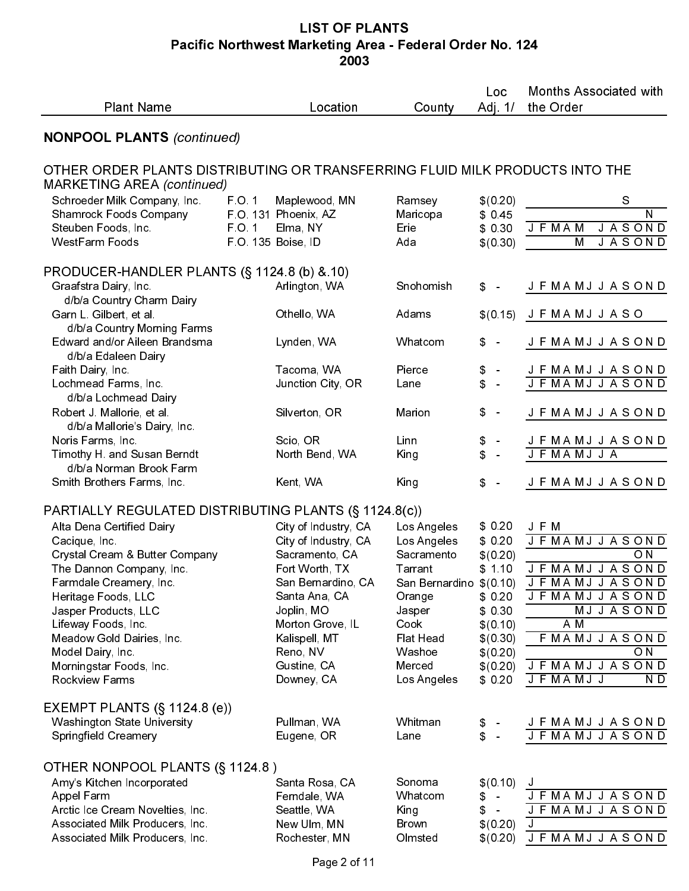# LIST OF PLANTS
## Pacific Northwest Marketing Area - Federal Order No. 124
## 2003

| Plant Name | Location | County | Loc Adj. 1/ | Months Associated with the Order |
|---|---|---|---|---|
| **NONPOOL PLANTS** *(continued)* | | | | |
| OTHER ORDER PLANTS DISTRIBUTING OR TRANSFERRING FLUID MILK PRODUCTS INTO THE MARKETING AREA *(continued)* | | | | |
| Schroeder Milk Company, Inc. F.O. 1 | Maplewood, MN | Ramsey | $(0.20) | S |
| Shamrock Foods Company F.O. 131 | Phoenix, AZ | Maricopa | $ 0.45 | N |
| Steuben Foods, Inc. F.O. 1 | Elma, NY | Erie | $ 0.30 | J F M A M J A S O N D |
| WestFarm Foods F.O. 135 | Boise, ID | Ada | $(0.30) | M J A S O N D |
| PRODUCER-HANDLER PLANTS (§ 1124.8 (b) &.10) | | | | |
| Graafstra Dairy, Inc. d/b/a Country Charm Dairy | Arlington, WA | Snohomish | $ - | J F M A M J J A S O N D |
| Garn L. Gilbert, et al. d/b/a Country Morning Farms | Othello, WA | Adams | $(0.15) | J F M A M J J A S O |
| Edward and/or Aileen Brandsma d/b/a Edaleen Dairy | Lynden, WA | Whatcom | $ - | J F M A M J J A S O N D |
| Faith Dairy, Inc. | Tacoma, WA | Pierce | $ - | J F M A M J J A S O N D |
| Lochmead Farms, Inc. d/b/a Lochmead Dairy | Junction City, OR | Lane | $ - | J F M A M J J A S O N D |
| Robert J. Mallorie, et al. d/b/a Mallorie's Dairy, Inc. | Silverton, OR | Marion | $ - | J F M A M J J A S O N D |
| Noris Farms, Inc. | Scio, OR | Linn | $ - | J F M A M J J A S O N D |
| Timothy H. and Susan Berndt d/b/a Norman Brook Farm | North Bend, WA | King | $ - | J F M A M J J A |
| Smith Brothers Farms, Inc. | Kent, WA | King | $ - | J F M A M J J A S O N D |
| PARTIALLY REGULATED DISTRIBUTING PLANTS (§ 1124.8(c)) | | | | |
| Alta Dena Certified Dairy | City of Industry, CA | Los Angeles | $ 0.20 | J F M |
| Cacique, Inc. | City of Industry, CA | Los Angeles | $ 0.20 | J F M A M J J A S O N D |
| Crystal Cream & Butter Company | Sacramento, CA | Sacramento | $(0.20) | O N |
| The Dannon Company, Inc. | Fort Worth, TX | Tarrant | $ 1.10 | J F M A M J J A S O N D |
| Farmdale Creamery, Inc. | San Bernardino, CA | San Bernardino | $(0.10) | J F M A M J J A S O N D |
| Heritage Foods, LLC | Santa Ana, CA | Orange | $ 0.20 | J F M A M J J A S O N D |
| Jasper Products, LLC | Joplin, MO | Jasper | $ 0.30 | M J J A S O N D |
| Lifeway Foods, Inc. | Morton Grove, IL | Cook | $(0.10) | A M |
| Meadow Gold Dairies, Inc. | Kalispell, MT | Flat Head | $(0.30) | F M A M J J A S O N D |
| Model Dairy, Inc. | Reno, NV | Washoe | $(0.20) | O N |
| Morningstar Foods, Inc. | Gustine, CA | Merced | $(0.20) | J F M A M J J A S O N D |
| Rockview Farms | Downey, CA | Los Angeles | $ 0.20 | J F M A M J J N D |
| EXEMPT PLANTS (§ 1124.8 (e)) | | | | |
| Washington State University | Pullman, WA | Whitman | $ - | J F M A M J J A S O N D |
| Springfield Creamery | Eugene, OR | Lane | $ - | J F M A M J J A S O N D |
| OTHER NONPOOL PLANTS (§ 1124.8 ) | | | | |
| Amy's Kitchen Incorporated | Santa Rosa, CA | Sonoma | $(0.10) | J |
| Appel Farm | Ferndale, WA | Whatcom | $ - | J F M A M J J A S O N D |
| Arctic Ice Cream Novelties, Inc. | Seattle, WA | King | $ - | J F M A M J J A S O N D |
| Associated Milk Producers, Inc. | New Ulm, MN | Brown | $(0.20) | J |
| Associated Milk Producers, Inc. | Rochester, MN | Olmsted | $(0.20) | J F M A M J J A S O N D |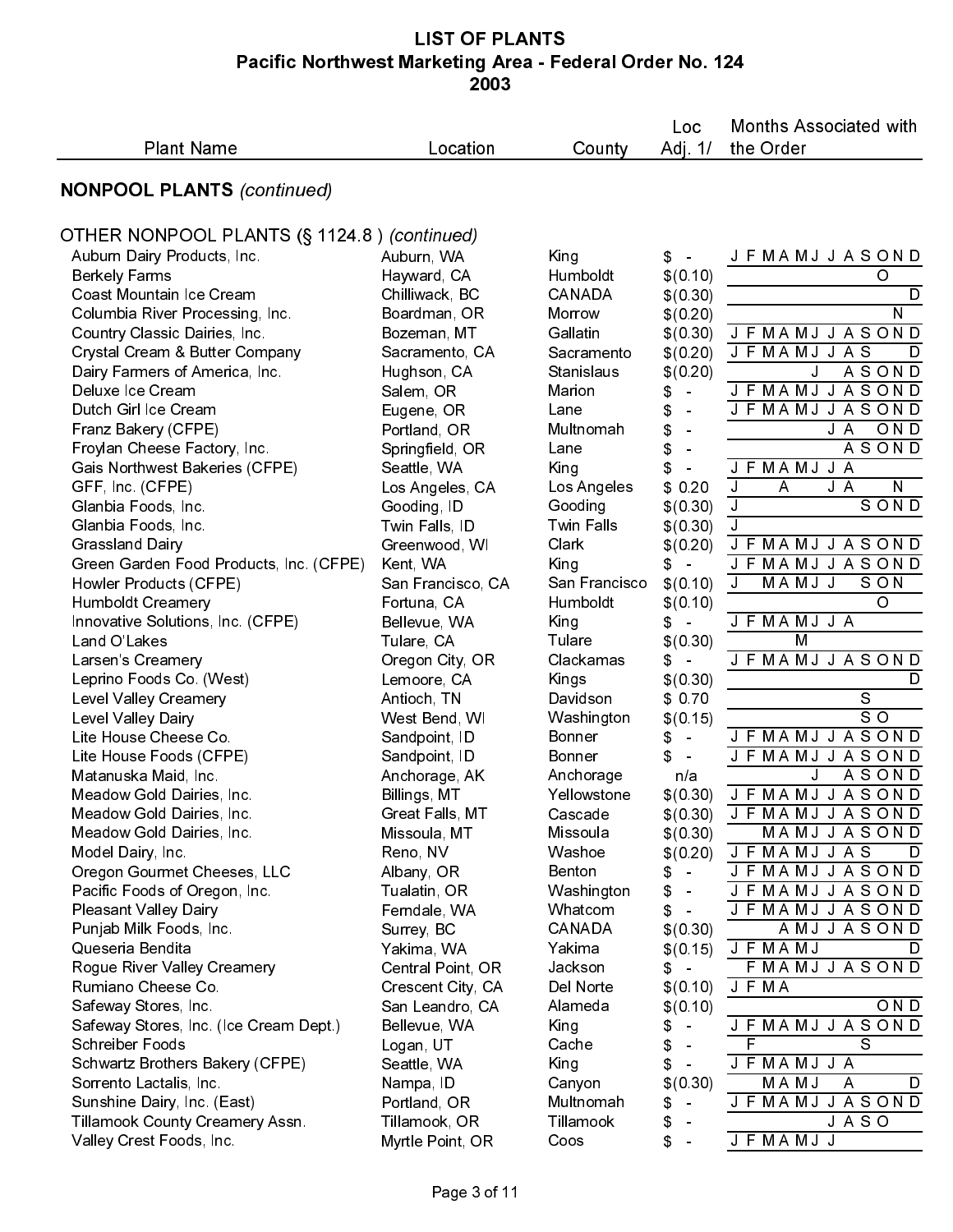# LIST OF PLANTS
## Pacific Northwest Marketing Area - Federal Order No. 124
## 2003

## NONPOOL PLANTS *(continued)*

### OTHER NONPOOL PLANTS (§ 1124.8 ) *(continued)*

| Plant Name | Location | County | Loc Adj. 1/ | Months Associated with the Order |
|---|---|---|---|---|
| Auburn Dairy Products, Inc. | Auburn, WA | King | $ - | J F M A M J J A S O N D |
| Berkely Farms | Hayward, CA | Humboldt | $(0.10) | O |
| Coast Mountain Ice Cream | Chilliwack, BC | CANADA | $(0.30) | D |
| Columbia River Processing, Inc. | Boardman, OR | Morrow | $(0.20) | N |
| Country Classic Dairies, Inc. | Bozeman, MT | Gallatin | $(0.30) | J F M A M J J A S O N D |
| Crystal Cream & Butter Company | Sacramento, CA | Sacramento | $(0.20) | J F M A M J J A S D |
| Dairy Farmers of America, Inc. | Hughson, CA | Stanislaus | $(0.20) | J A S O N D |
| Deluxe Ice Cream | Salem, OR | Marion | $ - | J F M A M J J A S O N D |
| Dutch Girl Ice Cream | Eugene, OR | Lane | $ - | J F M A M J J A S O N D |
| Franz Bakery (CFPE) | Portland, OR | Multnomah | $ - | J A O N D |
| Froylan Cheese Factory, Inc. | Springfield, OR | Lane | $ - | A S O N D |
| Gais Northwest Bakeries (CFPE) | Seattle, WA | King | $ - | J F M A M J J A |
| GFF, Inc. (CFPE) | Los Angeles, CA | Los Angeles | $ 0.20 | J A J A N |
| Glanbia Foods, Inc. | Gooding, ID | Gooding | $(0.30) | J S O N D |
| Glanbia Foods, Inc. | Twin Falls, ID | Twin Falls | $(0.30) | J |
| Grassland Dairy | Greenwood, WI | Clark | $(0.20) | J F M A M J J A S O N D |
| Green Garden Food Products, Inc. (CFPE) | Kent, WA | King | $ - | J F M A M J J A S O N D |
| Howler Products (CFPE) | San Francisco, CA | San Francisco | $(0.10) | J M A M J S O N |
| Humboldt Creamery | Fortuna, CA | Humboldt | $(0.10) | O |
| Innovative Solutions, Inc. (CFPE) | Bellevue, WA | King | $ - | J F M A M J J A |
| Land O'Lakes | Tulare, CA | Tulare | $(0.30) | M |
| Larsen's Creamery | Oregon City, OR | Clackamas | $ - | J F M A M J J A S O N D |
| Leprino Foods Co. (West) | Lemoore, CA | Kings | $(0.30) | D |
| Level Valley Creamery | Antioch, TN | Davidson | $ 0.70 | S |
| Level Valley Dairy | West Bend, WI | Washington | $(0.15) | S O |
| Lite House Cheese Co. | Sandpoint, ID | Bonner | $ - | J F M A M J J A S O N D |
| Lite House Foods (CFPE) | Sandpoint, ID | Bonner | $ - | J F M A M J J A S O N D |
| Matanuska Maid, Inc. | Anchorage, AK | Anchorage | n/a | J A S O N D |
| Meadow Gold Dairies, Inc. | Billings, MT | Yellowstone | $(0.30) | J F M A M J J A S O N D |
| Meadow Gold Dairies, Inc. | Great Falls, MT | Cascade | $(0.30) | J F M A M J J A S O N D |
| Meadow Gold Dairies, Inc. | Missoula, MT | Missoula | $(0.30) | M A M J J A S O N D |
| Model Dairy, Inc. | Reno, NV | Washoe | $(0.20) | J F M A M J J A S D |
| Oregon Gourmet Cheeses, LLC | Albany, OR | Benton | $ - | J F M A M J J A S O N D |
| Pacific Foods of Oregon, Inc. | Tualatin, OR | Washington | $ - | J F M A M J J A S O N D |
| Pleasant Valley Dairy | Ferndale, WA | Whatcom | $ - | J F M A M J J A S O N D |
| Punjab Milk Foods, Inc. | Surrey, BC | CANADA | $(0.30) | A M J J A S O N D |
| Queseria Bendita | Yakima, WA | Yakima | $(0.15) | J F M A M J D |
| Rogue River Valley Creamery | Central Point, OR | Jackson | $ - | F M A M J J A S O N D |
| Rumiano Cheese Co. | Crescent City, CA | Del Norte | $(0.10) | J F M A |
| Safeway Stores, Inc. | San Leandro, CA | Alameda | $(0.10) | O N D |
| Safeway Stores, Inc. (Ice Cream Dept.) | Bellevue, WA | King | $ - | J F M A M J J A S O N D |
| Schreiber Foods | Logan, UT | Cache | $ - | F S |
| Schwartz Brothers Bakery (CFPE) | Seattle, WA | King | $ - | J F M A M J J A |
| Sorrento Lactalis, Inc. | Nampa, ID | Canyon | $(0.30) | M A M J A D |
| Sunshine Dairy, Inc. (East) | Portland, OR | Multnomah | $ - | J F M A M J J A S O N D |
| Tillamook County Creamery Assn. | Tillamook, OR | Tillamook | $ - | J A S O |
| Valley Crest Foods, Inc. | Myrtle Point, OR | Coos | $ - | J F M A M J J |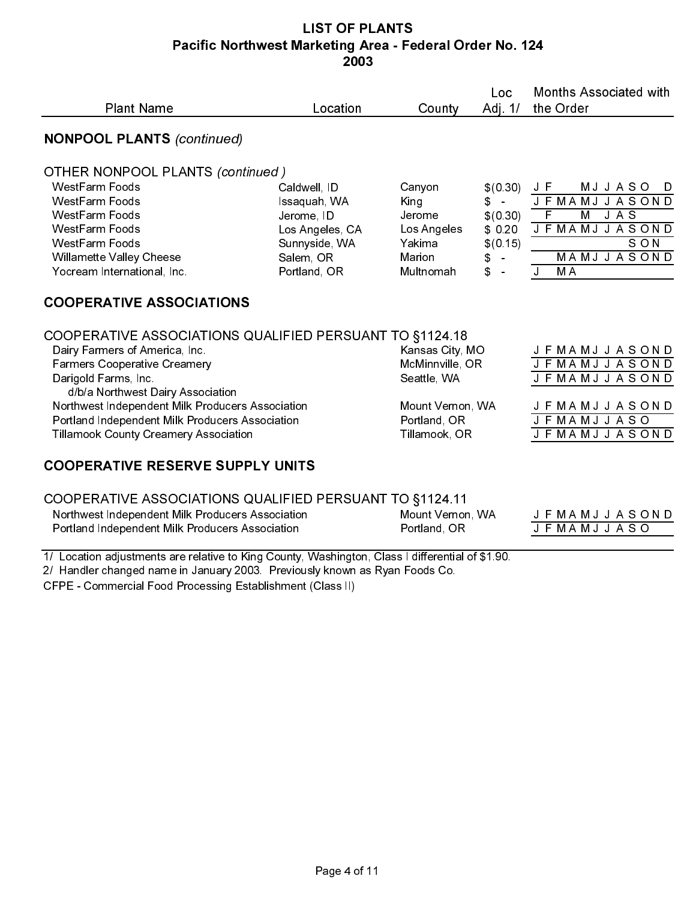# LIST OF PLANTS
## Pacific Northwest Marketing Area - Federal Order No. 124
## 2003

| Plant Name | Location | County | Loc Adj. 1/ | Months Associated with the Order |
|---|---|---|---|---|
| **NONPOOL PLANTS** *(continued)* | | | | |
| OTHER NONPOOL PLANTS *(continued )* | | | | |
| WestFarm Foods | Caldwell, ID | Canyon | $(0.30) | J F M J J A S O D |
| WestFarm Foods | Issaquah, WA | King | $ - | J F M A M J J A S O N D |
| WestFarm Foods | Jerome, ID | Jerome | $(0.30) | F M J A S |
| WestFarm Foods | Los Angeles, CA | Los Angeles | $ 0.20 | J F M A M J J A S O N D |
| WestFarm Foods | Sunnyside, WA | Yakima | $(0.15) | S O N |
| Willamette Valley Cheese | Salem, OR | Marion | $ - | M A M J J A S O N D |
| Yocream International, Inc. | Portland, OR | Multnomah | $ - | J M A |

## COOPERATIVE ASSOCIATIONS

| Plant Name | Location | Months Associated with the Order |
|---|---|---|
| COOPERATIVE ASSOCIATIONS QUALIFIED PERSUANT TO §1124.18 | | |
| Dairy Farmers of America, Inc. | Kansas City, MO | J F M A M J J A S O N D |
| Farmers Cooperative Creamery | McMinnville, OR | J F M A M J J A S O N D |
| Darigold Farms, Inc. d/b/a Northwest Dairy Association | Seattle, WA | J F M A M J J A S O N D |
| Northwest Independent Milk Producers Association | Mount Vernon, WA | J F M A M J J A S O N D |
| Portland Independent Milk Producers Association | Portland, OR | J F M A M J J A S O |
| Tillamook County Creamery Association | Tillamook, OR | J F M A M J J A S O N D |

## COOPERATIVE RESERVE SUPPLY UNITS

| Plant Name | Location | Months Associated with the Order |
|---|---|---|
| COOPERATIVE ASSOCIATIONS QUALIFIED PERSUANT TO §1124.11 | | |
| Northwest Independent Milk Producers Association | Mount Vernon, WA | J F M A M J J A S O N D |
| Portland Independent Milk Producers Association | Portland, OR | J F M A M J J A S O |

1/ Location adjustments are relative to King County, Washington, Class I differential of $1.90.
2/ Handler changed name in January 2003. Previously known as Ryan Foods Co.
CFPE - Commercial Food Processing Establishment (Class II)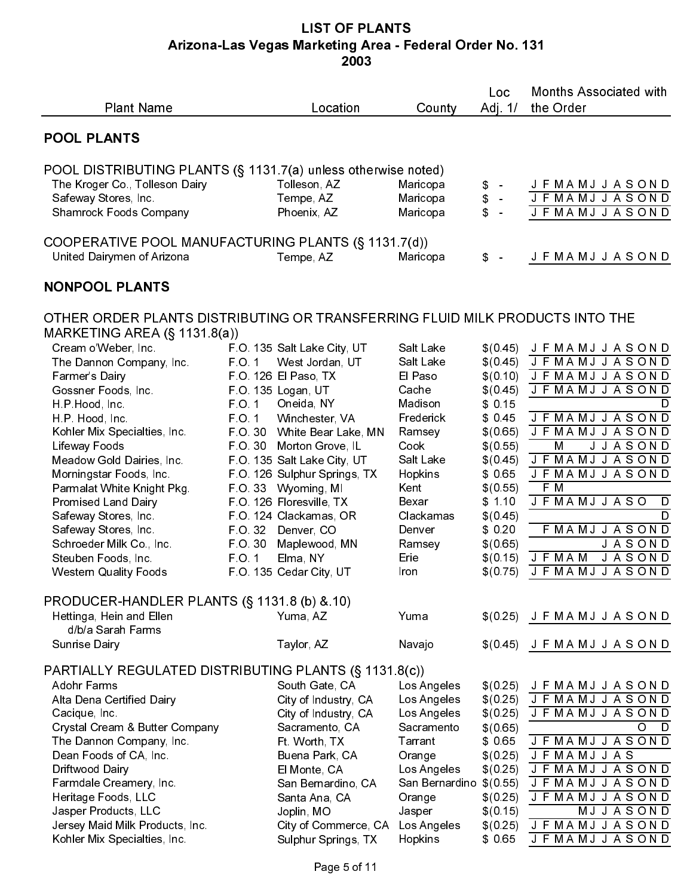# LIST OF PLANTS

## Arizona-Las Vegas Marketing Area - Federal Order No. 131

## 2003

| Plant Name | Location | County | Loc Adj. 1/ | Months Associated with the Order |
|---|---|---|---|---|
| **POOL PLANTS** | | | | |
| POOL DISTRIBUTING PLANTS (§ 1131.7(a) unless otherwise noted) | | | | |
| The Kroger Co., Tolleson Dairy | Tolleson, AZ | Maricopa | $ - | J F M A M J J A S O N D |
| Safeway Stores, Inc. | Tempe, AZ | Maricopa | $ - | J F M A M J J A S O N D |
| Shamrock Foods Company | Phoenix, AZ | Maricopa | $ - | J F M A M J J A S O N D |
| COOPERATIVE POOL MANUFACTURING PLANTS (§ 1131.7(d)) | | | | |
| United Dairymen of Arizona | Tempe, AZ | Maricopa | $ - | J F M A M J J A S O N D |
| **NONPOOL PLANTS** | | | | |
| OTHER ORDER PLANTS DISTRIBUTING OR TRANSFERRING FLUID MILK PRODUCTS INTO THE MARKETING AREA (§ 1131.8(a)) | | | | |
| Cream o'Weber, Inc. | F.O. 135 Salt Lake City, UT | Salt Lake | $(0.45) | J F M A M J J A S O N D |
| The Dannon Company, Inc. | F.O. 1 West Jordan, UT | Salt Lake | $(0.45) | J F M A M J J A S O N D |
| Farmer's Dairy | F.O. 126 El Paso, TX | El Paso | $(0.10) | J F M A M J J A S O N D |
| Gossner Foods, Inc. | F.O. 135 Logan, UT | Cache | $(0.45) | J F M A M J J A S O N D |
| H.P.Hood, Inc. | F.O. 1 Oneida, NY | Madison | $ 0.15 | D |
| H.P. Hood, Inc. | F.O. 1 Winchester, VA | Frederick | $ 0.45 | J F M A M J J A S O N D |
| Kohler Mix Specialties, Inc. | F.O. 30 White Bear Lake, MN | Ramsey | $(0.65) | J F M A M J J A S O N D |
| Lifeway Foods | F.O. 30 Morton Grove, IL | Cook | $(0.55) | M J J A S O N D |
| Meadow Gold Dairies, Inc. | F.O. 135 Salt Lake City, UT | Salt Lake | $(0.45) | J F M A M J J A S O N D |
| Morningstar Foods, Inc. | F.O. 126 Sulphur Springs, TX | Hopkins | $ 0.65 | J F M A M J J A S O N D |
| Parmalat White Knight Pkg. | F.O. 33 Wyoming, MI | Kent | $(0.55) | F M |
| Promised Land Dairy | F.O. 126 Floresville, TX | Bexar | $ 1.10 | J F M A M J J A S O D |
| Safeway Stores, Inc. | F.O. 124 Clackamas, OR | Clackamas | $(0.45) | D |
| Safeway Stores, Inc. | F.O. 32 Denver, CO | Denver | $ 0.20 | F M A M J J A S O N D |
| Schroeder Milk Co., Inc. | F.O. 30 Maplewood, MN | Ramsey | $(0.65) | J A S O N D |
| Steuben Foods, Inc. | F.O. 1 Elma, NY | Erie | $(0.15) | J F M A M J A S O N D |
| Western Quality Foods | F.O. 135 Cedar City, UT | Iron | $(0.75) | J F M A M J J A S O N D |
| PRODUCER-HANDLER PLANTS (§ 1131.8 (b) &.10) | | | | |
| Hettinga, Hein and Ellen d/b/a Sarah Farms | Yuma, AZ | Yuma | $(0.25) | J F M A M J J A S O N D |
| Sunrise Dairy | Taylor, AZ | Navajo | $(0.45) | J F M A M J J A S O N D |
| PARTIALLY REGULATED DISTRIBUTING PLANTS (§ 1131.8(c)) | | | | |
| Adohr Farms | South Gate, CA | Los Angeles | $(0.25) | J F M A M J J A S O N D |
| Alta Dena Certified Dairy | City of Industry, CA | Los Angeles | $(0.25) | J F M A M J J A S O N D |
| Cacique, Inc. | City of Industry, CA | Los Angeles | $(0.25) | J F M A M J J A S O N D |
| Crystal Cream & Butter Company | Sacramento, CA | Sacramento | $(0.65) | O D |
| The Dannon Company, Inc. | Ft. Worth, TX | Tarrant | $ 0.65 | J F M A M J J A S O N D |
| Dean Foods of CA, Inc. | Buena Park, CA | Orange | $(0.25) | J F M A M J J A S |
| Driftwood Dairy | El Monte, CA | Los Angeles | $(0.25) | J F M A M J J A S O N D |
| Farmdale Creamery, Inc. | San Bernardino, CA | San Bernardino | $(0.55) | J F M A M J J A S O N D |
| Heritage Foods, LLC | Santa Ana, CA | Orange | $(0.25) | J F M A M J J A S O N D |
| Jasper Products, LLC | Joplin, MO | Jasper | $(0.15) | M J J A S O N D |
| Jersey Maid Milk Products, Inc. | City of Commerce, CA | Los Angeles | $(0.25) | J F M A M J J A S O N D |
| Kohler Mix Specialties, Inc. | Sulphur Springs, TX | Hopkins | $ 0.65 | J F M A M J J A S O N D |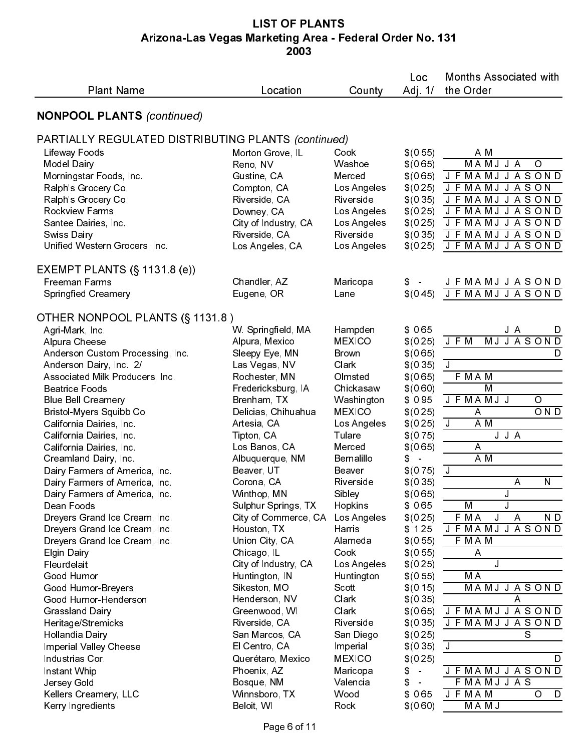# LIST OF PLANTS
## Arizona-Las Vegas Marketing Area - Federal Order No. 131
## 2003

| Plant Name | Location | County | Loc Adj. 1/ | Months Associated with the Order |
|---|---|---|---|---|
| **NONPOOL PLANTS** *(continued)* | | | | |
| PARTIALLY REGULATED DISTRIBUTING PLANTS *(continued)* | | | | |
| Lifeway Foods | Morton Grove, IL | Cook | $(0.55) | A M |
| Model Dairy | Reno, NV | Washoe | $(0.65) | M A M J J A O |
| Morningstar Foods, Inc. | Gustine, CA | Merced | $(0.65) | J F M A M J J A S O N D |
| Ralph's Grocery Co. | Compton, CA | Los Angeles | $(0.25) | J F M A M J J A S O N |
| Ralph's Grocery Co. | Riverside, CA | Riverside | $(0.35) | J F M A M J J A S O N D |
| Rockview Farms | Downey, CA | Los Angeles | $(0.25) | J F M A M J J A S O N D |
| Santee Dairies, Inc. | City of Industry, CA | Los Angeles | $(0.25) | J F M A M J J A S O N D |
| Swiss Dairy | Riverside, CA | Riverside | $(0.35) | J F M A M J J A S O N D |
| Unified Western Grocers, Inc. | Los Angeles, CA | Los Angeles | $(0.25) | J F M A M J J A S O N D |
| EXEMPT PLANTS (§ 1131.8 (e)) | | | | |
| Freeman Farms | Chandler, AZ | Maricopa | $ - | J F M A M J J A S O N D |
| Springfied Creamery | Eugene, OR | Lane | $(0.45) | J F M A M J J A S O N D |
| OTHER NONPOOL PLANTS (§ 1131.8 ) | | | | |
| Agri-Mark, Inc. | W. Springfield, MA | Hampden | $ 0.65 | J A D |
| Alpura Cheese | Alpura, Mexico | MEXICO | $(0.25) | J F M M J J A S O N D |
| Anderson Custom Processing, Inc. | Sleepy Eye, MN | Brown | $(0.65) | D |
| Anderson Dairy, Inc. 2/ | Las Vegas, NV | Clark | $(0.35) | J |
| Associated Milk Producers, Inc. | Rochester, MN | Olmsted | $(0.65) | F M A M |
| Beatrice Foods | Fredericksburg, IA | Chickasaw | $(0.60) | M |
| Blue Bell Creamery | Brenham, TX | Washington | $ 0.95 | J F M A M J J O |
| Bristol-Myers Squibb Co. | Delicias, Chihuahua | MEXICO | $(0.25) | A O N D |
| California Dairies, Inc. | Artesia, CA | Los Angeles | $(0.25) | J A M |
| California Dairies, Inc. | Tipton, CA | Tulare | $(0.75) | J J A |
| California Dairies, Inc. | Los Banos, CA | Merced | $(0.65) | A |
| Creamland Dairy, Inc. | Albuquerque, NM | Bernalillo | $ - | A M |
| Dairy Farmers of America, Inc. | Beaver, UT | Beaver | $(0.75) | J |
| Dairy Farmers of America, Inc. | Corona, CA | Riverside | $(0.35) | A N |
| Dairy Farmers of America, Inc. | Winthop, MN | Sibley | $(0.65) | J |
| Dean Foods | Sulphur Springs, TX | Hopkins | $ 0.65 | M J |
| Dreyers Grand Ice Cream, Inc. | City of Commerce, CA | Los Angeles | $(0.25) | F M A J A N D |
| Dreyers Grand Ice Cream, Inc. | Houston, TX | Harris | $ 1.25 | J F M A M J J A S O N D |
| Dreyers Grand Ice Cream, Inc. | Union City, CA | Alameda | $(0.55) | F M A M |
| Elgin Dairy | Chicago, IL | Cook | $(0.55) | A |
| Fleurdelait | City of Industry, CA | Los Angeles | $(0.25) | J |
| Good Humor | Huntington, IN | Huntington | $(0.55) | M A |
| Good Humor-Breyers | Sikeston, MO | Scott | $(0.15) | M A M J J A S O N D |
| Good Humor-Henderson | Henderson, NV | Clark | $(0.35) | A |
| Grassland Dairy | Greenwood, WI | Clark | $(0.65) | J F M A M J J A S O N D |
| Heritage/Stremicks | Riverside, CA | Riverside | $(0.35) | J F M A M J J A S O N D |
| Hollandia Dairy | San Marcos, CA | San Diego | $(0.25) | S |
| Imperial Valley Cheese | El Centro, CA | Imperial | $(0.35) | J |
| Industrias Cor. | Querétaro, Mexico | MEXICO | $(0.25) | D |
| Instant Whip | Phoenix, AZ | Maricopa | $ - | J F M A M J J A S O N D |
| Jersey Gold | Bosque, NM | Valencia | $ - | F M A M J J A S |
| Kellers Creamery, LLC | Winnsboro, TX | Wood | $ 0.65 | J F M A M O D |
| Kerry Ingredients | Beloit, WI | Rock | $(0.60) | M A M J |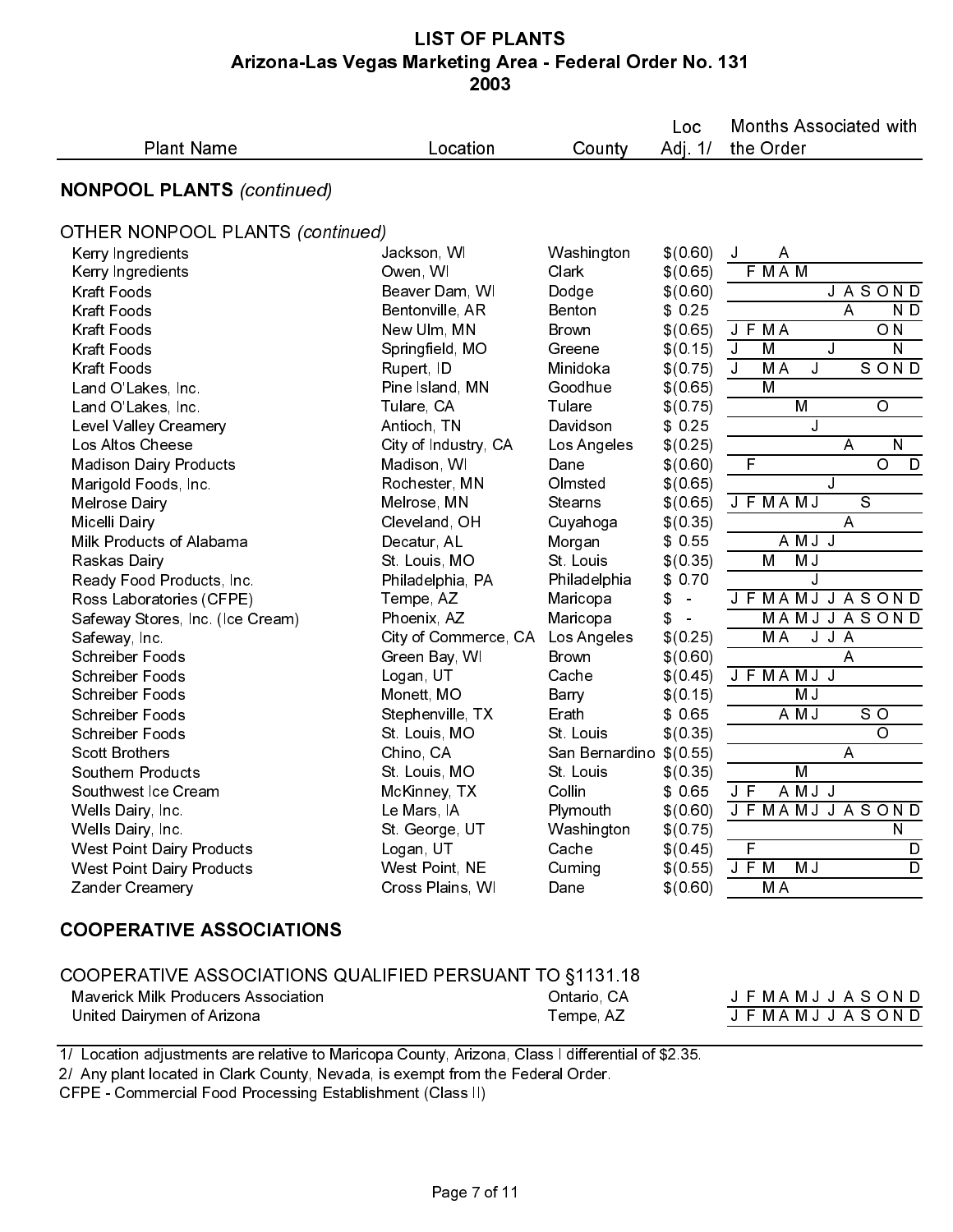# LIST OF PLANTS
## Arizona-Las Vegas Marketing Area - Federal Order No. 131
## 2003

| Plant Name | Location | County | Loc Adj. 1/ | Months Associated with the Order |
|---|---|---|---|---|
| **NONPOOL PLANTS** *(continued)* | | | | |
| OTHER NONPOOL PLANTS *(continued)* | | | | |
| Kerry Ingredients | Jackson, WI | Washington | $(0.60) | J A |
| Kerry Ingredients | Owen, WI | Clark | $(0.65) | F M A M |
| Kraft Foods | Beaver Dam, WI | Dodge | $(0.60) | J A S O N D |
| Kraft Foods | Bentonville, AR | Benton | $ 0.25 | A N D |
| Kraft Foods | New Ulm, MN | Brown | $(0.65) | J F M A O N |
| Kraft Foods | Springfield, MO | Greene | $(0.15) | J M J N |
| Kraft Foods | Rupert, ID | Minidoka | $(0.75) | J M A J S O N D |
| Land O'Lakes, Inc. | Pine Island, MN | Goodhue | $(0.65) | M |
| Land O'Lakes, Inc. | Tulare, CA | Tulare | $(0.75) | M O |
| Level Valley Creamery | Antioch, TN | Davidson | $ 0.25 | J |
| Los Altos Cheese | City of Industry, CA | Los Angeles | $(0.25) | A N |
| Madison Dairy Products | Madison, WI | Dane | $(0.60) | F O D |
| Marigold Foods, Inc. | Rochester, MN | Olmsted | $(0.65) | J |
| Melrose Dairy | Melrose, MN | Stearns | $(0.65) | J F M A M J S |
| Micelli Dairy | Cleveland, OH | Cuyahoga | $(0.35) | A |
| Milk Products of Alabama | Decatur, AL | Morgan | $ 0.55 | A M J J |
| Raskas Dairy | St. Louis, MO | St. Louis | $(0.35) | M M J |
| Ready Food Products, Inc. | Philadelphia, PA | Philadelphia | $ 0.70 | J |
| Ross Laboratories (CFPE) | Tempe, AZ | Maricopa | $ - | J F M A M J J A S O N D |
| Safeway Stores, Inc. (Ice Cream) | Phoenix, AZ | Maricopa | $ - | M A M J J A S O N D |
| Safeway, Inc. | City of Commerce, CA | Los Angeles | $(0.25) | M A J J A |
| Schreiber Foods | Green Bay, WI | Brown | $(0.60) | A |
| Schreiber Foods | Logan, UT | Cache | $(0.45) | J F M A M J J |
| Schreiber Foods | Monett, MO | Barry | $(0.15) | M J |
| Schreiber Foods | Stephenville, TX | Erath | $ 0.65 | A M J S O |
| Schreiber Foods | St. Louis, MO | St. Louis | $(0.35) | O |
| Scott Brothers | Chino, CA | San Bernardino | $(0.55) | A |
| Southern Products | St. Louis, MO | St. Louis | $(0.35) | M |
| Southwest Ice Cream | McKinney, TX | Collin | $ 0.65 | J F A M J J |
| Wells Dairy, Inc. | Le Mars, IA | Plymouth | $(0.60) | J F M A M J J A S O N D |
| Wells Dairy, Inc. | St. George, UT | Washington | $(0.75) | N |
| West Point Dairy Products | Logan, UT | Cache | $(0.45) | F D |
| West Point Dairy Products | West Point, NE | Cuming | $(0.55) | J F M M J D |
| Zander Creamery | Cross Plains, WI | Dane | $(0.60) | M A |
| **COOPERATIVE ASSOCIATIONS** | | | | |
| COOPERATIVE ASSOCIATIONS QUALIFIED PERSUANT TO §1131.18 | | | | |
| Maverick Milk Producers Association | | Ontario, CA | | J F M A M J J A S O N D |
| United Dairymen of Arizona | | Tempe, AZ | | J F M A M J J A S O N D |

1/ Location adjustments are relative to Maricopa County, Arizona, Class I differential of $2.35.

2/ Any plant located in Clark County, Nevada, is exempt from the Federal Order.

CFPE - Commercial Food Processing Establishment (Class II)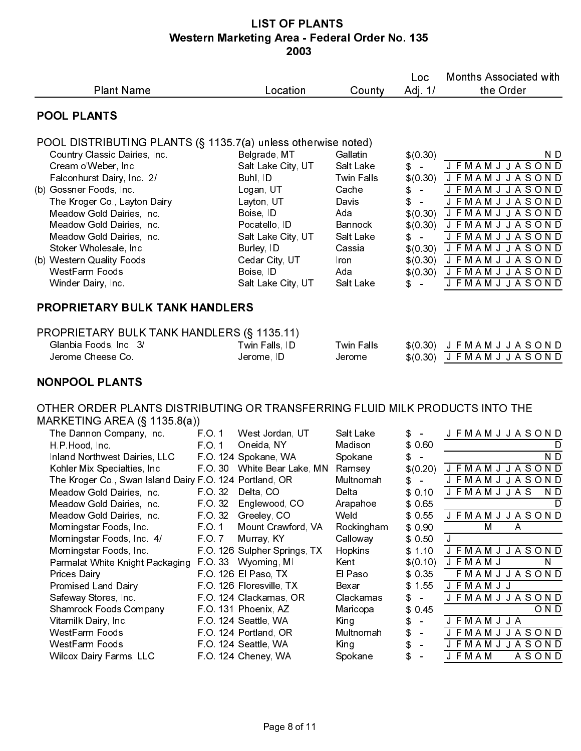# LIST OF PLANTS
## Western Marketing Area - Federal Order No. 135
## 2003

| | Plant Name | | Location | County | Loc Adj. 1/ | Months Associated with the Order |
|---|---|---|---|---|---|---|
| | **POOL PLANTS** | | | | | |
| | POOL DISTRIBUTING PLANTS (§ 1135.7(a) unless otherwise noted) | | | | | |
| | Country Classic Dairies, Inc. | | Belgrade, MT | Gallatin | $(0.30) | N D |
| | Cream o'Weber, Inc. | | Salt Lake City, UT | Salt Lake | $ - | J F M A M J J A S O N D |
| | Falconhurst Dairy, Inc. 2/ | | Buhl, ID | Twin Falls | $(0.30) | J F M A M J J A S O N D |
| (b) | Gossner Foods, Inc. | | Logan, UT | Cache | $ - | J F M A M J J A S O N D |
| | The Kroger Co., Layton Dairy | | Layton, UT | Davis | $ - | J F M A M J J A S O N D |
| | Meadow Gold Dairies, Inc. | | Boise, ID | Ada | $(0.30) | J F M A M J J A S O N D |
| | Meadow Gold Dairies, Inc. | | Pocatello, ID | Bannock | $(0.30) | J F M A M J J A S O N D |
| | Meadow Gold Dairies, Inc. | | Salt Lake City, UT | Salt Lake | $ - | J F M A M J J A S O N D |
| | Stoker Wholesale, Inc. | | Burley, ID | Cassia | $(0.30) | J F M A M J J A S O N D |
| (b) | Western Quality Foods | | Cedar City, UT | Iron | $(0.30) | J F M A M J J A S O N D |
| | WestFarm Foods | | Boise, ID | Ada | $(0.30) | J F M A M J J A S O N D |
| | Winder Dairy, Inc. | | Salt Lake City, UT | Salt Lake | $ - | J F M A M J J A S O N D |
| | **PROPRIETARY BULK TANK HANDLERS** | | | | | |
| | PROPRIETARY BULK TANK HANDLERS (§ 1135.11) | | | | | |
| | Glanbia Foods, Inc. 3/ | | Twin Falls, ID | Twin Falls | $(0.30) | J F M A M J J A S O N D |
| | Jerome Cheese Co. | | Jerome, ID | Jerome | $(0.30) | J F M A M J J A S O N D |
| | **NONPOOL PLANTS** | | | | | |
| | OTHER ORDER PLANTS DISTRIBUTING OR TRANSFERRING FLUID MILK PRODUCTS INTO THE MARKETING AREA (§ 1135.8(a)) | | | | | |
| | The Dannon Company, Inc. | F.O. 1 | West Jordan, UT | Salt Lake | $ - | J F M A M J J A S O N D |
| | H.P.Hood, Inc. | F.O. 1 | Oneida, NY | Madison | $ 0.60 | D |
| | Inland Northwest Dairies, LLC | F.O. 124 | Spokane, WA | Spokane | $ - | N D |
| | Kohler Mix Specialties, Inc. | F.O. 30 | White Bear Lake, MN | Ramsey | $(0.20) | J F M A M J J A S O N D |
| | The Kroger Co., Swan Island Dairy | F.O. 124 | Portland, OR | Multnomah | $ - | J F M A M J J A S O N D |
| | Meadow Gold Dairies, Inc. | F.O. 32 | Delta, CO | Delta | $ 0.10 | J F M A M J J A S N D |
| | Meadow Gold Dairies, Inc. | F.O. 32 | Englewood, CO | Arapahoe | $ 0.65 | D |
| | Meadow Gold Dairies, Inc. | F.O. 32 | Greeley, CO | Weld | $ 0.55 | J F M A M J J A S O N D |
| | Morningstar Foods, Inc. | F.O. 1 | Mount Crawford, VA | Rockingham | $ 0.90 | M A |
| | Morningstar Foods, Inc. 4/ | F.O. 7 | Murray, KY | Calloway | $ 0.50 | J |
| | Morningstar Foods, Inc. | F.O. 126 | Sulpher Springs, TX | Hopkins | $ 1.10 | J F M A M J J A S O N D |
| | Parmalat White Knight Packaging | F.O. 33 | Wyoming, MI | Kent | $(0.10) | J F M A M J N |
| | Prices Dairy | F.O. 126 | El Paso, TX | El Paso | $ 0.35 | F M A M J J A S O N D |
| | Promised Land Dairy | F.O. 126 | Floresville, TX | Bexar | $ 1.55 | J F M A M J J |
| | Safeway Stores, Inc. | F.O. 124 | Clackamas, OR | Clackamas | $ - | J F M A M J J A S O N D |
| | Shamrock Foods Company | F.O. 131 | Phoenix, AZ | Maricopa | $ 0.45 | O N D |
| | Vitamilk Dairy, Inc. | F.O. 124 | Seattle, WA | King | $ - | J F M A M J J A |
| | WestFarm Foods | F.O. 124 | Portland, OR | Multnomah | $ - | J F M A M J J A S O N D |
| | WestFarm Foods | F.O. 124 | Seattle, WA | King | $ - | J F M A M J J A S O N D |
| | Wilcox Dairy Farms, LLC | F.O. 124 | Cheney, WA | Spokane | $ - | J F M A M A S O N D |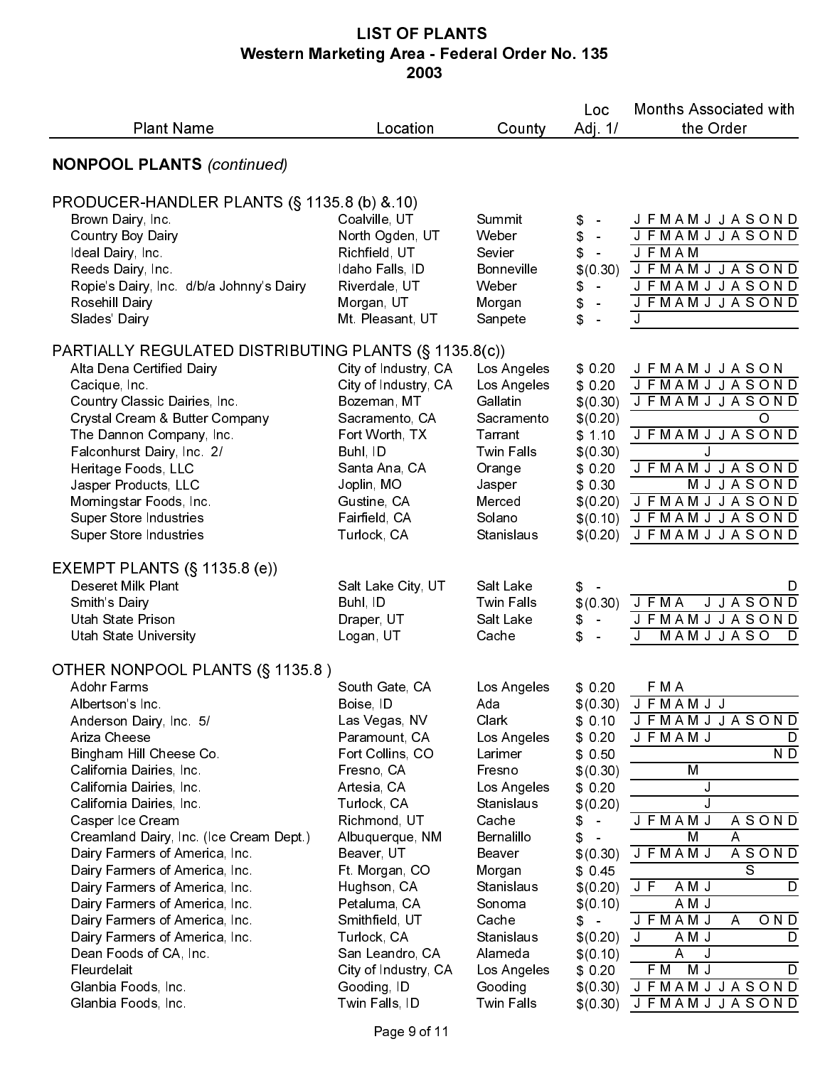# LIST OF PLANTS
## Western Marketing Area - Federal Order No. 135
## 2003

| Plant Name | Location | County | Loc Adj. 1/ | Months Associated with the Order |
|---|---|---|---|---|
| **NONPOOL PLANTS** *(continued)* | | | | |
| PRODUCER-HANDLER PLANTS (§ 1135.8 (b) &.10) | | | | |
| Brown Dairy, Inc. | Coalville, UT | Summit | $ - | J F M A M J J A S O N D |
| Country Boy Dairy | North Ogden, UT | Weber | $ - | J F M A M J J A S O N D |
| Ideal Dairy, Inc. | Richfield, UT | Sevier | $ - | J F M A M |
| Reeds Dairy, Inc. | Idaho Falls, ID | Bonneville | $(0.30) | J F M A M J J A S O N D |
| Ropie's Dairy, Inc. d/b/a Johnny's Dairy | Riverdale, UT | Weber | $ - | J F M A M J J A S O N D |
| Rosehill Dairy | Morgan, UT | Morgan | $ - | J F M A M J J A S O N D |
| Slades' Dairy | Mt. Pleasant, UT | Sanpete | $ - | J |
| PARTIALLY REGULATED DISTRIBUTING PLANTS (§ 1135.8(c)) | | | | |
| Alta Dena Certified Dairy | City of Industry, CA | Los Angeles | $ 0.20 | J F M A M J J A S O N |
| Cacique, Inc. | City of Industry, CA | Los Angeles | $ 0.20 | J F M A M J J A S O N D |
| Country Classic Dairies, Inc. | Bozeman, MT | Gallatin | $(0.30) | J F M A M J J A S O N D |
| Crystal Cream & Butter Company | Sacramento, CA | Sacramento | $(0.20) | O |
| The Dannon Company, Inc. | Fort Worth, TX | Tarrant | $ 1.10 | J F M A M J J A S O N D |
| Falconhurst Dairy, Inc. 2/ | Buhl, ID | Twin Falls | $(0.30) | J |
| Heritage Foods, LLC | Santa Ana, CA | Orange | $ 0.20 | J F M A M J J A S O N D |
| Jasper Products, LLC | Joplin, MO | Jasper | $ 0.30 | M J J A S O N D |
| Morningstar Foods, Inc. | Gustine, CA | Merced | $(0.20) | J F M A M J J A S O N D |
| Super Store Industries | Fairfield, CA | Solano | $(0.10) | J F M A M J J A S O N D |
| Super Store Industries | Turlock, CA | Stanislaus | $(0.20) | J F M A M J J A S O N D |
| EXEMPT PLANTS (§ 1135.8 (e)) | | | | |
| Deseret Milk Plant | Salt Lake City, UT | Salt Lake | $ - | D |
| Smith's Dairy | Buhl, ID | Twin Falls | $(0.30) | J F M A J J A S O N D |
| Utah State Prison | Draper, UT | Salt Lake | $ - | J F M A M J J A S O N D |
| Utah State University | Logan, UT | Cache | $ - | J M A M J J A S O D |
| OTHER NONPOOL PLANTS (§ 1135.8 ) | | | | |
| Adohr Farms | South Gate, CA | Los Angeles | $ 0.20 | F M A |
| Albertson's Inc. | Boise, ID | Ada | $(0.30) | J F M A M J J |
| Anderson Dairy, Inc. 5/ | Las Vegas, NV | Clark | $ 0.10 | J F M A M J J A S O N D |
| Ariza Cheese | Paramount, CA | Los Angeles | $ 0.20 | J F M A M J D |
| Bingham Hill Cheese Co. | Fort Collins, CO | Larimer | $ 0.50 | N D |
| California Dairies, Inc. | Fresno, CA | Fresno | $(0.30) | M |
| California Dairies, Inc. | Artesia, CA | Los Angeles | $ 0.20 | J |
| California Dairies, Inc. | Turlock, CA | Stanislaus | $(0.20) | J |
| Casper Ice Cream | Richmond, UT | Cache | $ - | J F M A M J A S O N D |
| Creamland Dairy, Inc. (Ice Cream Dept.) | Albuquerque, NM | Bernalillo | $ - | M A |
| Dairy Farmers of America, Inc. | Beaver, UT | Beaver | $(0.30) | J F M A M J A S O N D |
| Dairy Farmers of America, Inc. | Ft. Morgan, CO | Morgan | $ 0.45 | S |
| Dairy Farmers of America, Inc. | Hughson, CA | Stanislaus | $(0.20) | J F A M J D |
| Dairy Farmers of America, Inc. | Petaluma, CA | Sonoma | $(0.10) | A M J |
| Dairy Farmers of America, Inc. | Smithfield, UT | Cache | $ - | J F M A M J A O N D |
| Dairy Farmers of America, Inc. | Turlock, CA | Stanislaus | $(0.20) | J A M J D |
| Dean Foods of CA, Inc. | San Leandro, CA | Alameda | $(0.10) | A J |
| Fleurdelait | City of Industry, CA | Los Angeles | $ 0.20 | F M M J D |
| Glanbia Foods, Inc. | Gooding, ID | Gooding | $(0.30) | J F M A M J J A S O N D |
| Glanbia Foods, Inc. | Twin Falls, ID | Twin Falls | $(0.30) | J F M A M J J A S O N D |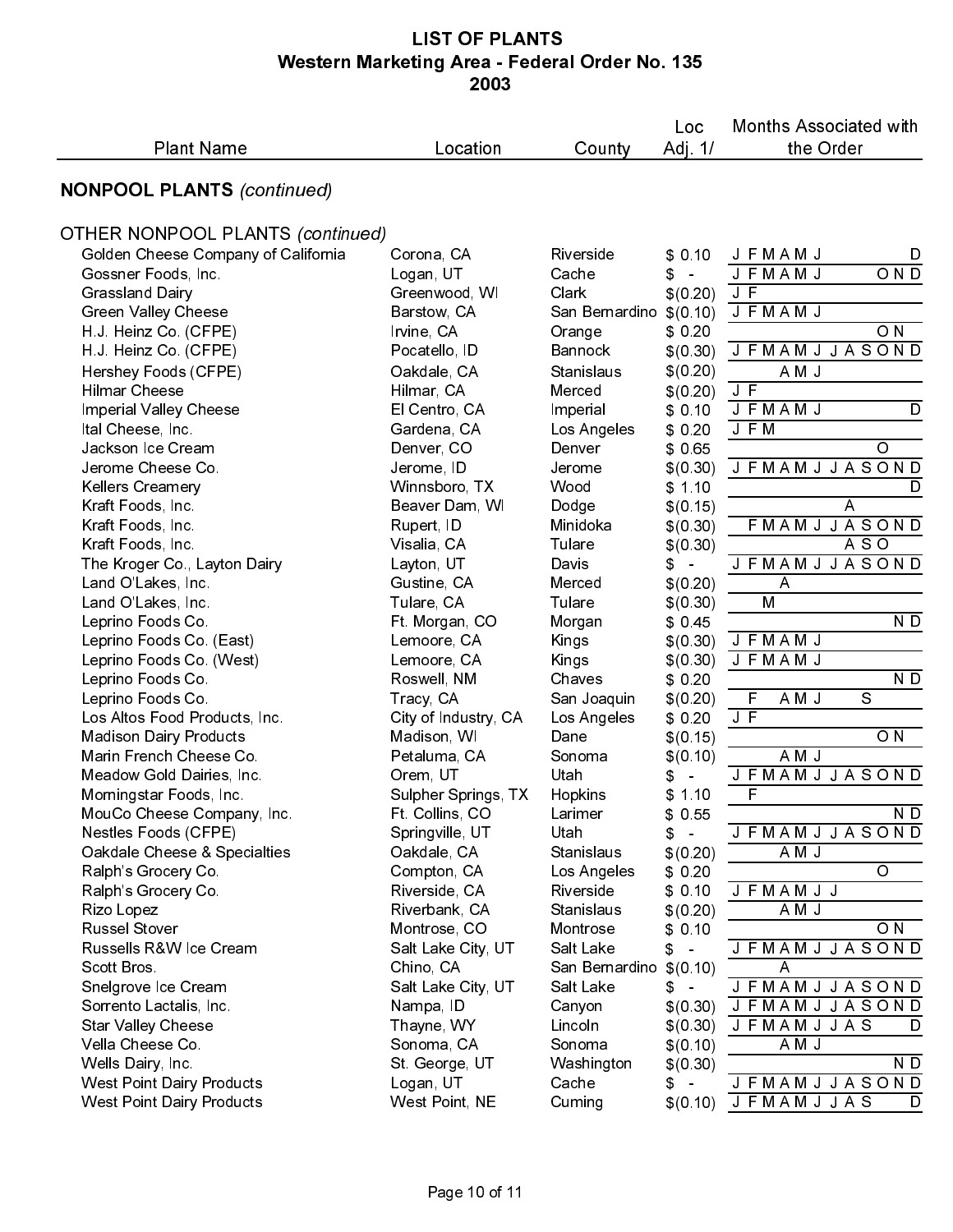# LIST OF PLANTS
## Western Marketing Area - Federal Order No. 135
## 2003

| Plant Name | Location | County | Loc Adj. 1/ | Months Associated with the Order |
|---|---|---|---|---|
| **NONPOOL PLANTS** *(continued)* | | | | |
| OTHER NONPOOL PLANTS *(continued)* | | | | |
| Golden Cheese Company of California | Corona, CA | Riverside | $ 0.10 | J F M A M J D |
| Gossner Foods, Inc. | Logan, UT | Cache | $ - | J F M A M J O N D |
| Grassland Dairy | Greenwood, WI | Clark | $(0.20) | J F |
| Green Valley Cheese | Barstow, CA | San Bernardino | $(0.10) | J F M A M J |
| H.J. Heinz Co. (CFPE) | Irvine, CA | Orange | $ 0.20 | O N |
| H.J. Heinz Co. (CFPE) | Pocatello, ID | Bannock | $(0.30) | J F M A M J J A S O N D |
| Hershey Foods (CFPE) | Oakdale, CA | Stanislaus | $(0.20) | A M J |
| Hilmar Cheese | Hilmar, CA | Merced | $(0.20) | J F |
| Imperial Valley Cheese | El Centro, CA | Imperial | $ 0.10 | J F M A M J D |
| Ital Cheese, Inc. | Gardena, CA | Los Angeles | $ 0.20 | J F M |
| Jackson Ice Cream | Denver, CO | Denver | $ 0.65 | O |
| Jerome Cheese Co. | Jerome, ID | Jerome | $(0.30) | J F M A M J J A S O N D |
| Kellers Creamery | Winnsboro, TX | Wood | $ 1.10 | D |
| Kraft Foods, Inc. | Beaver Dam, WI | Dodge | $(0.15) | A |
| Kraft Foods, Inc. | Rupert, ID | Minidoka | $(0.30) | F M A M J J A S O N D |
| Kraft Foods, Inc. | Visalia, CA | Tulare | $(0.30) | A S O |
| The Kroger Co., Layton Dairy | Layton, UT | Davis | $ - | J F M A M J J A S O N D |
| Land O'Lakes, Inc. | Gustine, CA | Merced | $(0.20) | A |
| Land O'Lakes, Inc. | Tulare, CA | Tulare | $(0.30) | M |
| Leprino Foods Co. | Ft. Morgan, CO | Morgan | $ 0.45 | N D |
| Leprino Foods Co. (East) | Lemoore, CA | Kings | $(0.30) | J F M A M J |
| Leprino Foods Co. (West) | Lemoore, CA | Kings | $(0.30) | J F M A M J |
| Leprino Foods Co. | Roswell, NM | Chaves | $ 0.20 | N D |
| Leprino Foods Co. | Tracy, CA | San Joaquin | $(0.20) | F A M J S |
| Los Altos Food Products, Inc. | City of Industry, CA | Los Angeles | $ 0.20 | J F |
| Madison Dairy Products | Madison, WI | Dane | $(0.15) | O N |
| Marin French Cheese Co. | Petaluma, CA | Sonoma | $(0.10) | A M J |
| Meadow Gold Dairies, Inc. | Orem, UT | Utah | $ - | J F M A M J J A S O N D |
| Morningstar Foods, Inc. | Sulpher Springs, TX | Hopkins | $ 1.10 | F |
| MouCo Cheese Company, Inc. | Ft. Collins, CO | Larimer | $ 0.55 | N D |
| Nestles Foods (CFPE) | Springville, UT | Utah | $ - | J F M A M J J A S O N D |
| Oakdale Cheese & Specialties | Oakdale, CA | Stanislaus | $(0.20) | A M J |
| Ralph's Grocery Co. | Compton, CA | Los Angeles | $ 0.20 | O |
| Ralph's Grocery Co. | Riverside, CA | Riverside | $ 0.10 | J F M A M J J |
| Rizo Lopez | Riverbank, CA | Stanislaus | $(0.20) | A M J |
| Russel Stover | Montrose, CO | Montrose | $ 0.10 | O N |
| Russells R&W Ice Cream | Salt Lake City, UT | Salt Lake | $ - | J F M A M J J A S O N D |
| Scott Bros. | Chino, CA | San Bernardino | $(0.10) | A |
| Snelgrove Ice Cream | Salt Lake City, UT | Salt Lake | $ - | J F M A M J J A S O N D |
| Sorrento Lactalis, Inc. | Nampa, ID | Canyon | $(0.30) | J F M A M J J A S O N D |
| Star Valley Cheese | Thayne, WY | Lincoln | $(0.30) | J F M A M J J A S D |
| Vella Cheese Co. | Sonoma, CA | Sonoma | $(0.10) | A M J |
| Wells Dairy, Inc. | St. George, UT | Washington | $(0.30) | N D |
| West Point Dairy Products | Logan, UT | Cache | $ - | J F M A M J J A S O N D |
| West Point Dairy Products | West Point, NE | Cuming | $(0.10) | J F M A M J J A S D |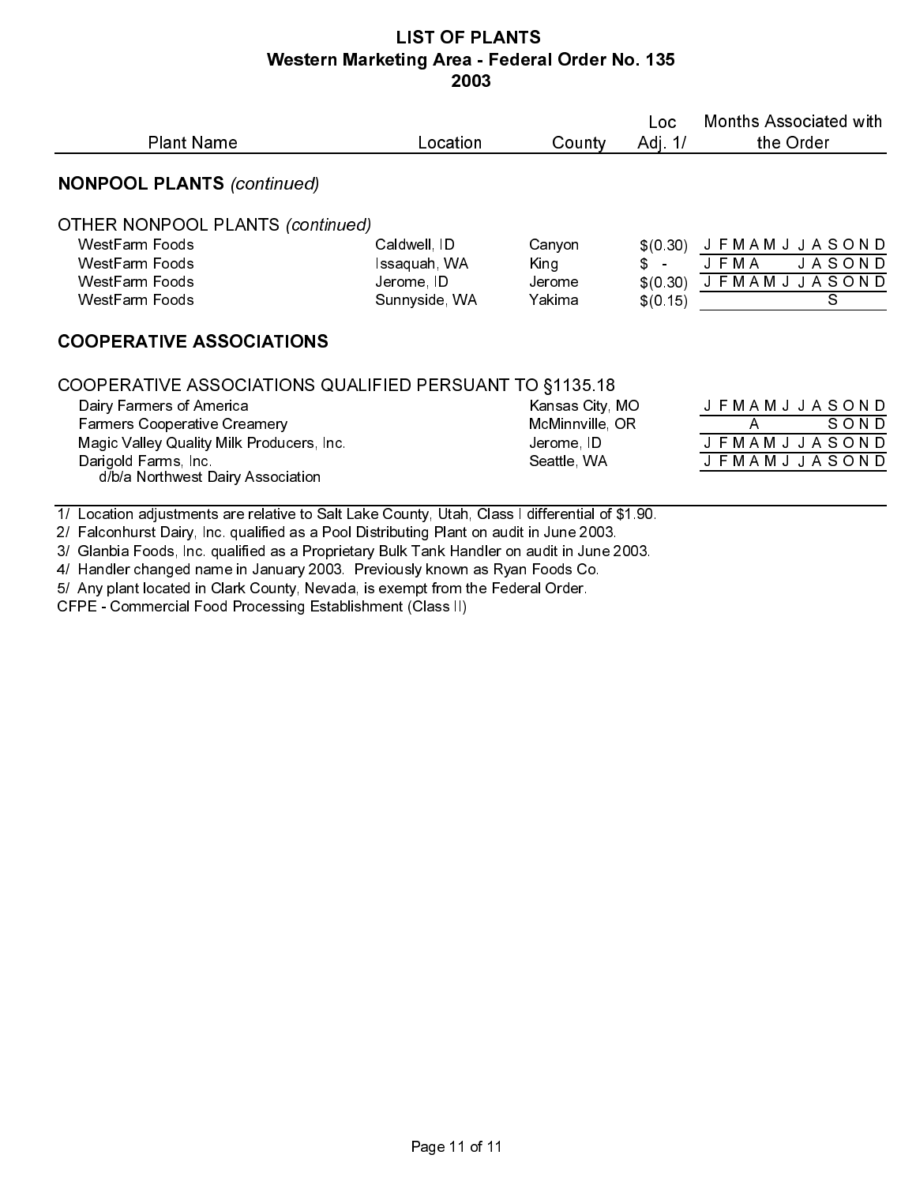# LIST OF PLANTS
## Western Marketing Area - Federal Order No. 135
## 2003

| Plant Name | Location | County | Loc Adj. 1/ | Months Associated with the Order |
|---|---|---|---|---|
| **NONPOOL PLANTS** *(continued)* | | | | |
| OTHER NONPOOL PLANTS *(continued)* | | | | |
| WestFarm Foods | Caldwell, ID | Canyon | $(0.30) | J F M A M J J A S O N D |
| WestFarm Foods | Issaquah, WA | King | $ - | J F M A J A S O N D |
| WestFarm Foods | Jerome, ID | Jerome | $(0.30) | J F M A M J J A S O N D |
| WestFarm Foods | Sunnyside, WA | Yakima | $(0.15) | S |

## COOPERATIVE ASSOCIATIONS

| Plant Name | Location | Months Associated with the Order |
|---|---|---|
| COOPERATIVE ASSOCIATIONS QUALIFIED PERSUANT TO §1135.18 | | |
| Dairy Farmers of America | Kansas City, MO | J F M A M J J A S O N D |
| Farmers Cooperative Creamery | McMinnville, OR | A S O N D |
| Magic Valley Quality Milk Producers, Inc. | Jerome, ID | J F M A M J J A S O N D |
| Darigold Farms, Inc. d/b/a Northwest Dairy Association | Seattle, WA | J F M A M J J A S O N D |

1/ Location adjustments are relative to Salt Lake County, Utah, Class I differential of $1.90.

2/ Falconhurst Dairy, Inc. qualified as a Pool Distributing Plant on audit in June 2003.

3/ Glanbia Foods, Inc. qualified as a Proprietary Bulk Tank Handler on audit in June 2003.

4/ Handler changed name in January 2003. Previously known as Ryan Foods Co.

5/ Any plant located in Clark County, Nevada, is exempt from the Federal Order.

CFPE - Commercial Food Processing Establishment (Class II)